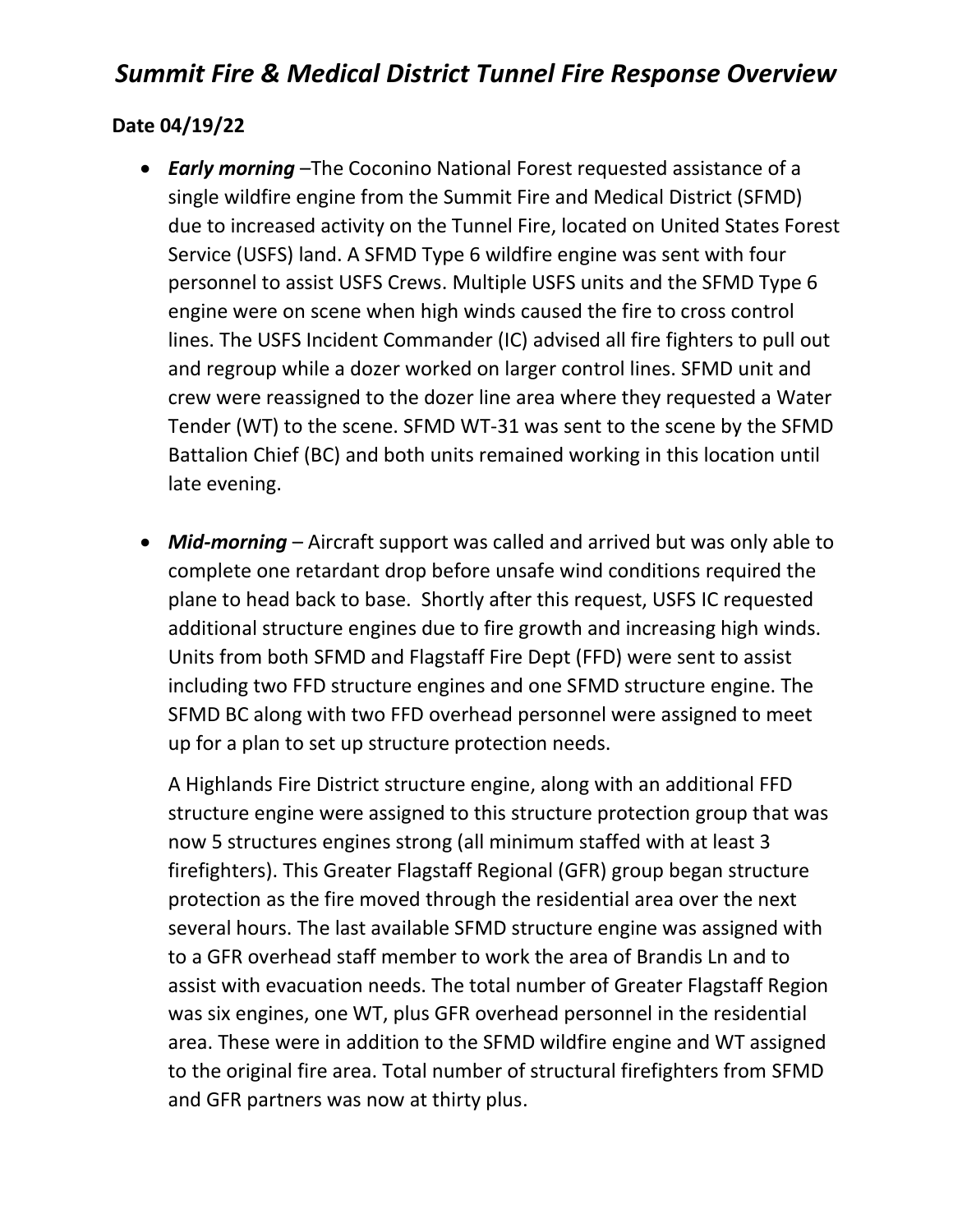# *Summit Fire & Medical District Tunnel Fire Response Overview*

**Date 04/19/22**

- ***Early morning*** –The Coconino National Forest requested assistance of a single wildfire engine from the Summit Fire and Medical District (SFMD) due to increased activity on the Tunnel Fire, located on United States Forest Service (USFS) land. A SFMD Type 6 wildfire engine was sent with four personnel to assist USFS Crews. Multiple USFS units and the SFMD Type 6 engine were on scene when high winds caused the fire to cross control lines. The USFS Incident Commander (IC) advised all fire fighters to pull out and regroup while a dozer worked on larger control lines. SFMD unit and crew were reassigned to the dozer line area where they requested a Water Tender (WT) to the scene. SFMD WT-31 was sent to the scene by the SFMD Battalion Chief (BC) and both units remained working in this location until late evening.

- ***Mid-morning*** – Aircraft support was called and arrived but was only able to complete one retardant drop before unsafe wind conditions required the plane to head back to base. Shortly after this request, USFS IC requested additional structure engines due to fire growth and increasing high winds. Units from both SFMD and Flagstaff Fire Dept (FFD) were sent to assist including two FFD structure engines and one SFMD structure engine. The SFMD BC along with two FFD overhead personnel were assigned to meet up for a plan to set up structure protection needs.

  A Highlands Fire District structure engine, along with an additional FFD structure engine were assigned to this structure protection group that was now 5 structures engines strong (all minimum staffed with at least 3 firefighters). This Greater Flagstaff Regional (GFR) group began structure protection as the fire moved through the residential area over the next several hours. The last available SFMD structure engine was assigned with to a GFR overhead staff member to work the area of Brandis Ln and to assist with evacuation needs. The total number of Greater Flagstaff Region was six engines, one WT, plus GFR overhead personnel in the residential area. These were in addition to the SFMD wildfire engine and WT assigned to the original fire area. Total number of structural firefighters from SFMD and GFR partners was now at thirty plus.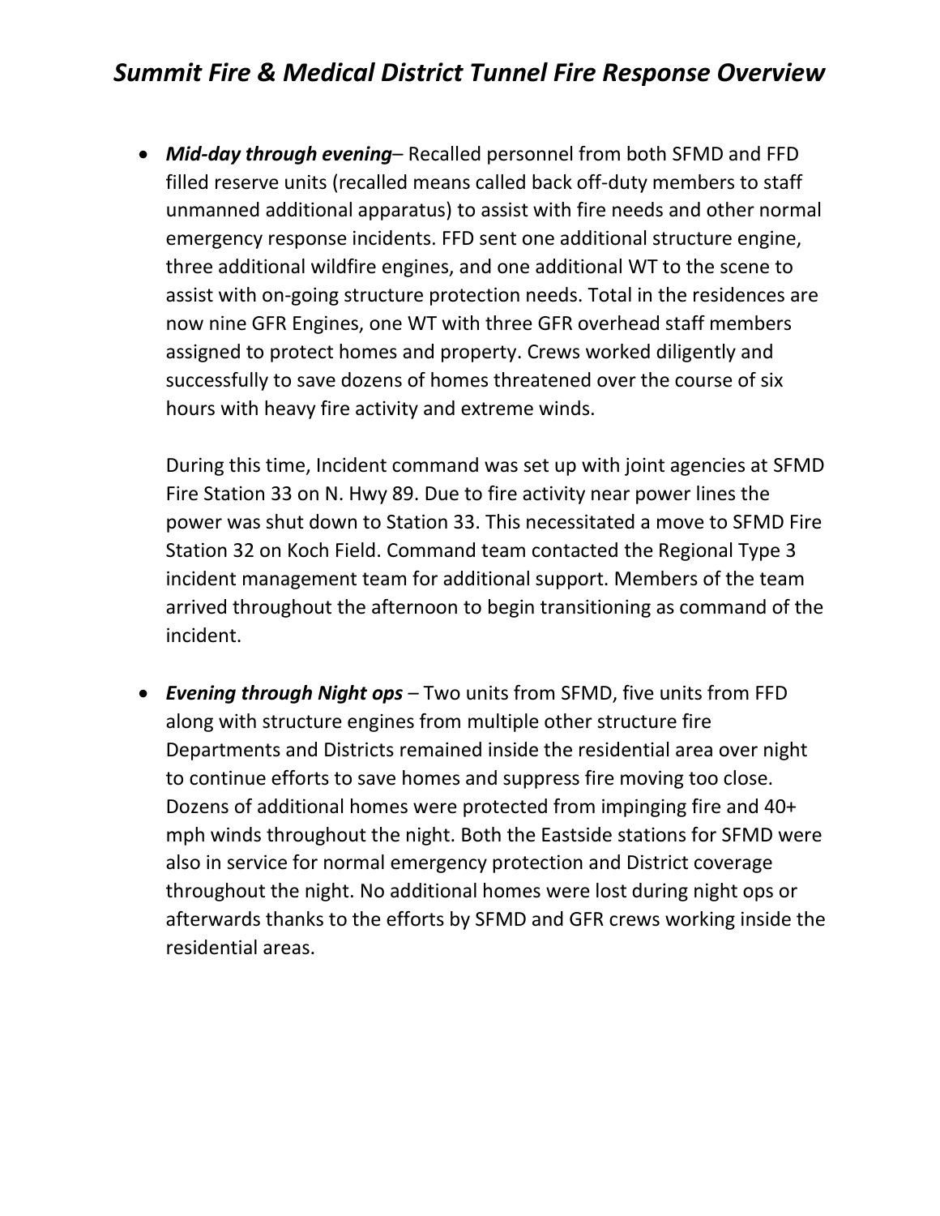# *Summit Fire & Medical District Tunnel Fire Response Overview*

- ***Mid-day through evening***– Recalled personnel from both SFMD and FFD filled reserve units (recalled means called back off-duty members to staff unmanned additional apparatus) to assist with fire needs and other normal emergency response incidents. FFD sent one additional structure engine, three additional wildfire engines, and one additional WT to the scene to assist with on-going structure protection needs. Total in the residences are now nine GFR Engines, one WT with three GFR overhead staff members assigned to protect homes and property. Crews worked diligently and successfully to save dozens of homes threatened over the course of six hours with heavy fire activity and extreme winds.

  During this time, Incident command was set up with joint agencies at SFMD Fire Station 33 on N. Hwy 89. Due to fire activity near power lines the power was shut down to Station 33. This necessitated a move to SFMD Fire Station 32 on Koch Field. Command team contacted the Regional Type 3 incident management team for additional support. Members of the team arrived throughout the afternoon to begin transitioning as command of the incident.

- ***Evening through Night ops*** – Two units from SFMD, five units from FFD along with structure engines from multiple other structure fire Departments and Districts remained inside the residential area over night to continue efforts to save homes and suppress fire moving too close. Dozens of additional homes were protected from impinging fire and 40+ mph winds throughout the night. Both the Eastside stations for SFMD were also in service for normal emergency protection and District coverage throughout the night. No additional homes were lost during night ops or afterwards thanks to the efforts by SFMD and GFR crews working inside the residential areas.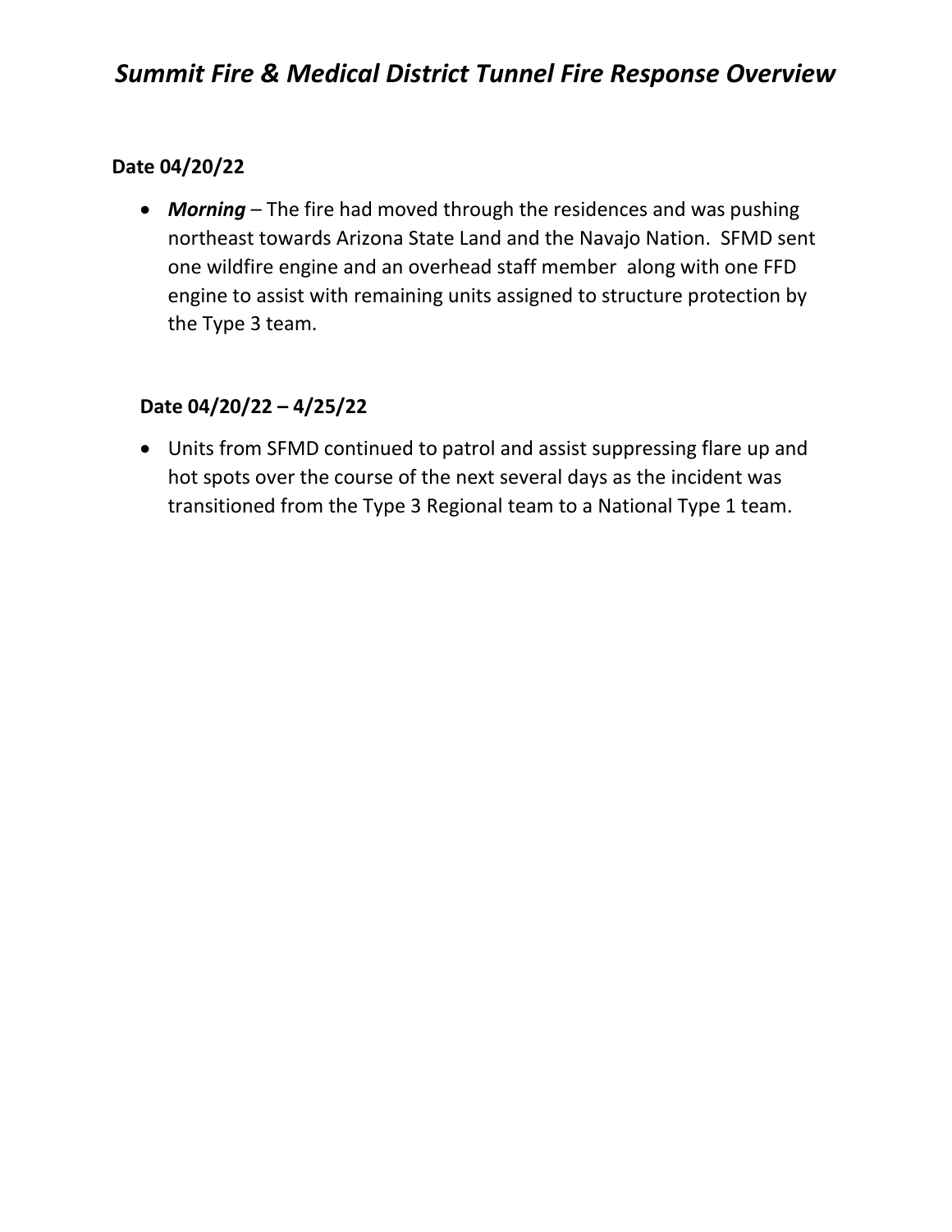# *Summit Fire & Medical District Tunnel Fire Response Overview*

**Date 04/20/22**

- ***Morning*** – The fire had moved through the residences and was pushing northeast towards Arizona State Land and the Navajo Nation. SFMD sent one wildfire engine and an overhead staff member along with one FFD engine to assist with remaining units assigned to structure protection by the Type 3 team.

**Date 04/20/22 – 4/25/22**

- Units from SFMD continued to patrol and assist suppressing flare up and hot spots over the course of the next several days as the incident was transitioned from the Type 3 Regional team to a National Type 1 team.